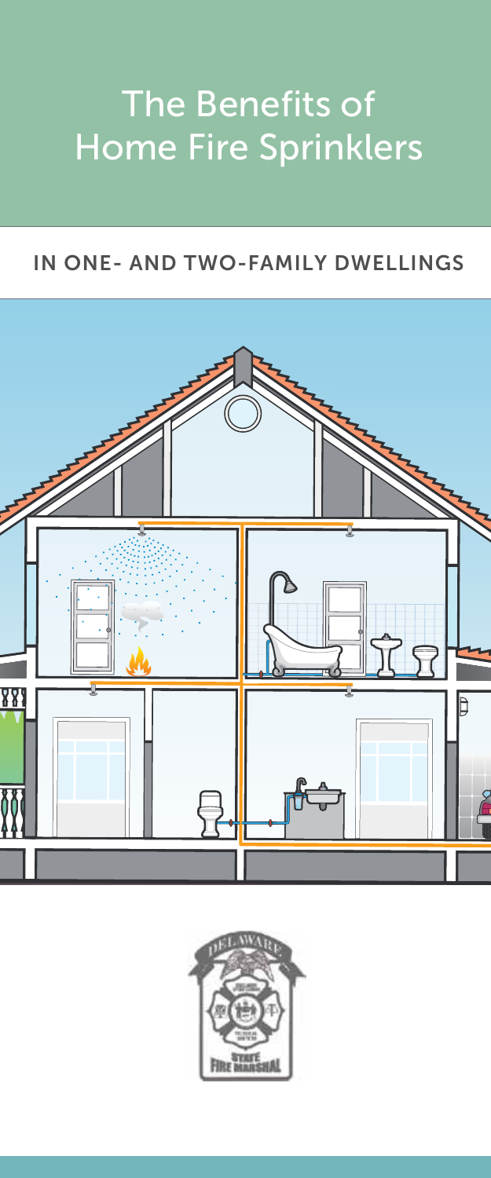# The Benefits of Home Fire Sprinklers

## IN ONE- AND TWO-FAMILY DWELLINGS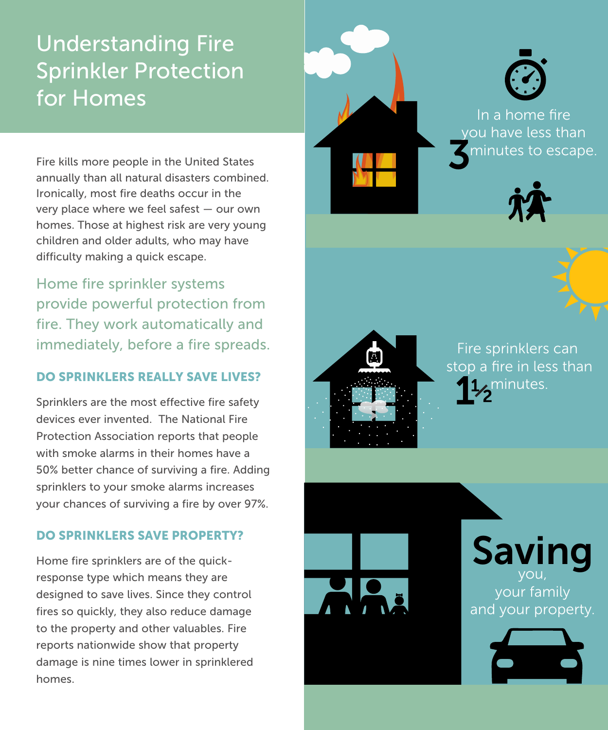# Understanding Fire Sprinkler Protection for Homes

Fire kills more people in the United States annually than all natural disasters combined. Ironically, most fire deaths occur in the very place where we feel safest — our own homes. Those at highest risk are very young children and older adults, who may have difficulty making a quick escape.

Home fire sprinkler systems provide powerful protection from fire. They work automatically and immediately, before a fire spreads.

### DO SPRINKLERS REALLY SAVE LIVES?

Sprinklers are the most effective fire safety devices ever invented. The National Fire Protection Association reports that people with smoke alarms in their homes have a 50% better chance of surviving a fire. Adding sprinklers to your smoke alarms increases your chances of surviving a fire by over 97%.

### DO SPRINKLERS SAVE PROPERTY?

Home fire sprinklers are of the quick-response type which means they are designed to save lives. Since they control fires so quickly, they also reduce damage to the property and other valuables. Fire reports nationwide show that property damage is nine times lower in sprinklered homes.

In a home fire you have less than **3** minutes to escape.

Fire sprinklers can stop a fire in less than **1½** minutes.

**Saving** you, your family and your property.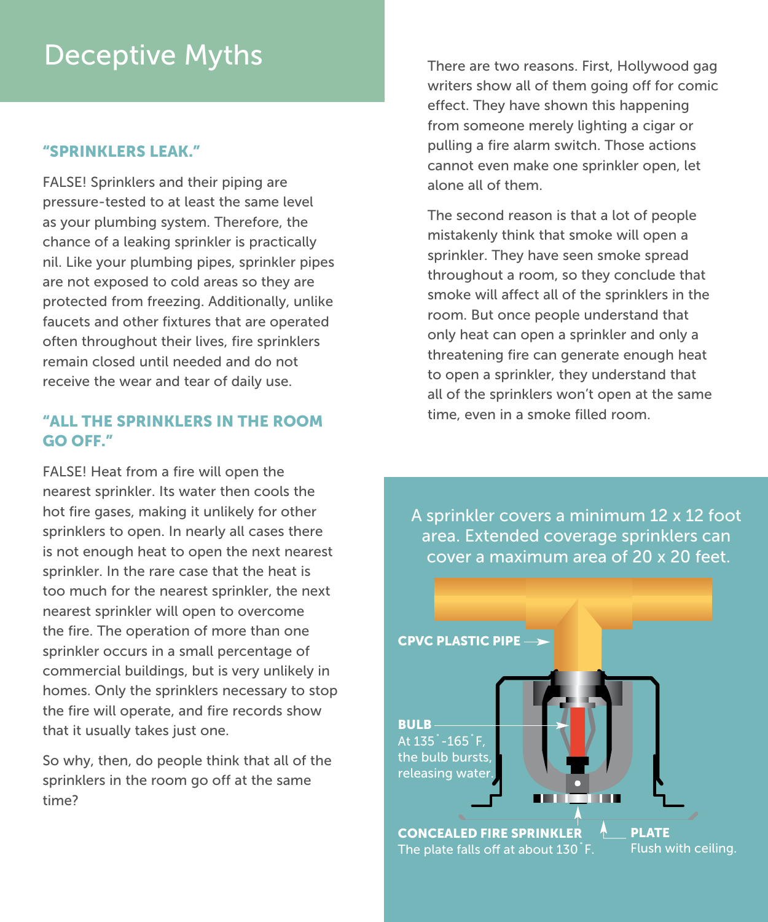# Deceptive Myths

### "SPRINKLERS LEAK."

FALSE! Sprinklers and their piping are pressure-tested to at least the same level as your plumbing system. Therefore, the chance of a leaking sprinkler is practically nil. Like your plumbing pipes, sprinkler pipes are not exposed to cold areas so they are protected from freezing. Additionally, unlike faucets and other fixtures that are operated often throughout their lives, fire sprinklers remain closed until needed and do not receive the wear and tear of daily use.

### "ALL THE SPRINKLERS IN THE ROOM GO OFF."

FALSE! Heat from a fire will open the nearest sprinkler. Its water then cools the hot fire gases, making it unlikely for other sprinklers to open. In nearly all cases there is not enough heat to open the next nearest sprinkler. In the rare case that the heat is too much for the nearest sprinkler, the next nearest sprinkler will open to overcome the fire. The operation of more than one sprinkler occurs in a small percentage of commercial buildings, but is very unlikely in homes. Only the sprinklers necessary to stop the fire will operate, and fire records show that it usually takes just one.

So why, then, do people think that all of the sprinklers in the room go off at the same time?

There are two reasons. First, Hollywood gag writers show all of them going off for comic effect. They have shown this happening from someone merely lighting a cigar or pulling a fire alarm switch. Those actions cannot even make one sprinkler open, let alone all of them.

The second reason is that a lot of people mistakenly think that smoke will open a sprinkler. They have seen smoke spread throughout a room, so they conclude that smoke will affect all of the sprinklers in the room. But once people understand that only heat can open a sprinkler and only a threatening fire can generate enough heat to open a sprinkler, they understand that all of the sprinklers won't open at the same time, even in a smoke filled room.

A sprinkler covers a minimum 12 x 12 foot area. Extended coverage sprinklers can cover a maximum area of 20 x 20 feet.

**CPVC PLASTIC PIPE**

**BULB**
At 135˚-165˚F, the bulb bursts, releasing water.

**CONCEALED FIRE SPRINKLER**
The plate falls off at about 130˚F.

**PLATE**
Flush with ceiling.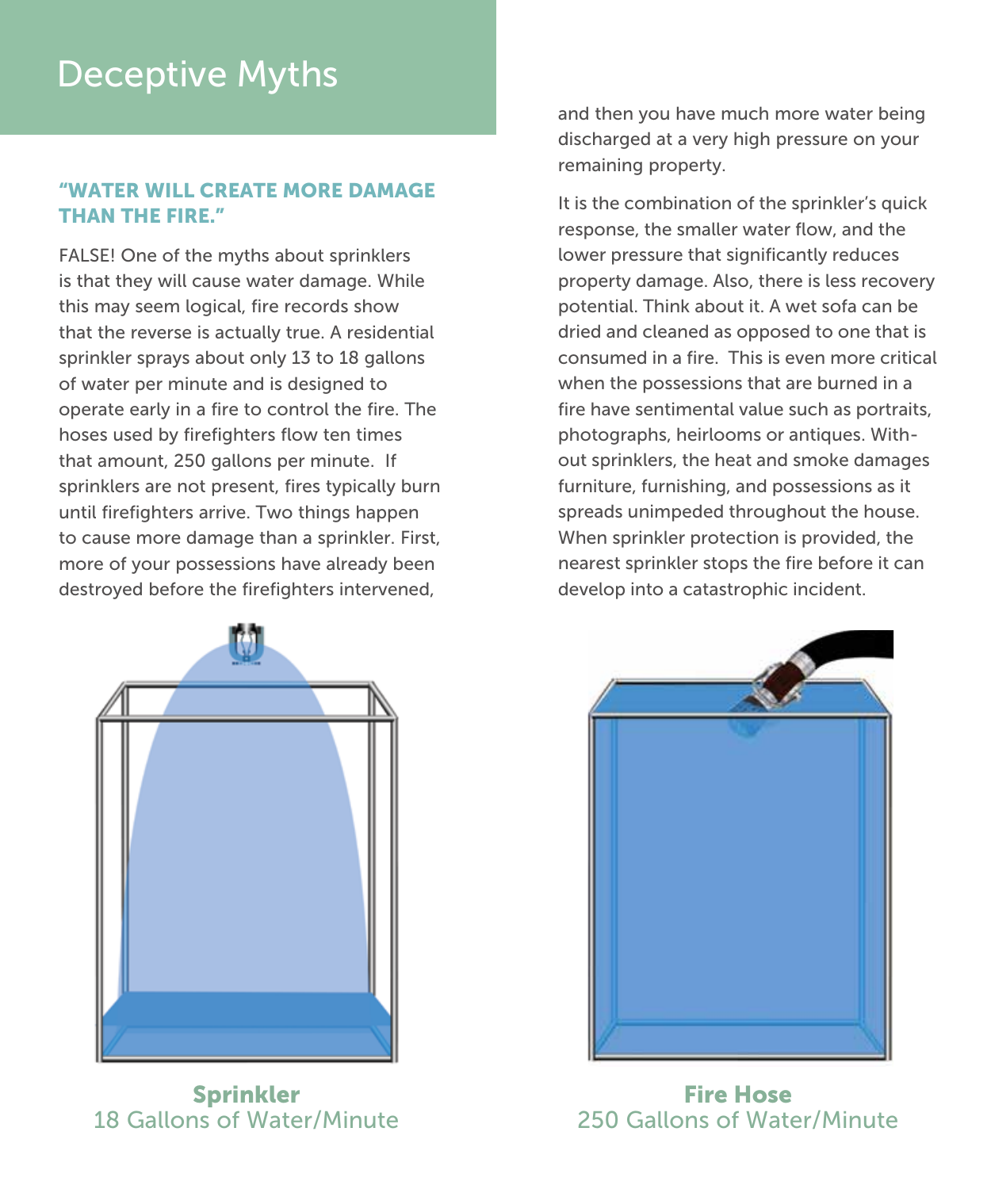# Deceptive Myths

### "WATER WILL CREATE MORE DAMAGE THAN THE FIRE."

FALSE! One of the myths about sprinklers is that they will cause water damage. While this may seem logical, fire records show that the reverse is actually true. A residential sprinkler sprays about only 13 to 18 gallons of water per minute and is designed to operate early in a fire to control the fire. The hoses used by firefighters flow ten times that amount, 250 gallons per minute. If sprinklers are not present, fires typically burn until firefighters arrive. Two things happen to cause more damage than a sprinkler. First, more of your possessions have already been destroyed before the firefighters intervened, and then you have much more water being discharged at a very high pressure on your remaining property.

It is the combination of the sprinkler's quick response, the smaller water flow, and the lower pressure that significantly reduces property damage. Also, there is less recovery potential. Think about it. A wet sofa can be dried and cleaned as opposed to one that is consumed in a fire. This is even more critical when the possessions that are burned in a fire have sentimental value such as portraits, photographs, heirlooms or antiques. Without sprinklers, the heat and smoke damages furniture, furnishing, and possessions as it spreads unimpeded throughout the house. When sprinkler protection is provided, the nearest sprinkler stops the fire before it can develop into a catastrophic incident.

**Sprinkler**
18 Gallons of Water/Minute

**Fire Hose**
250 Gallons of Water/Minute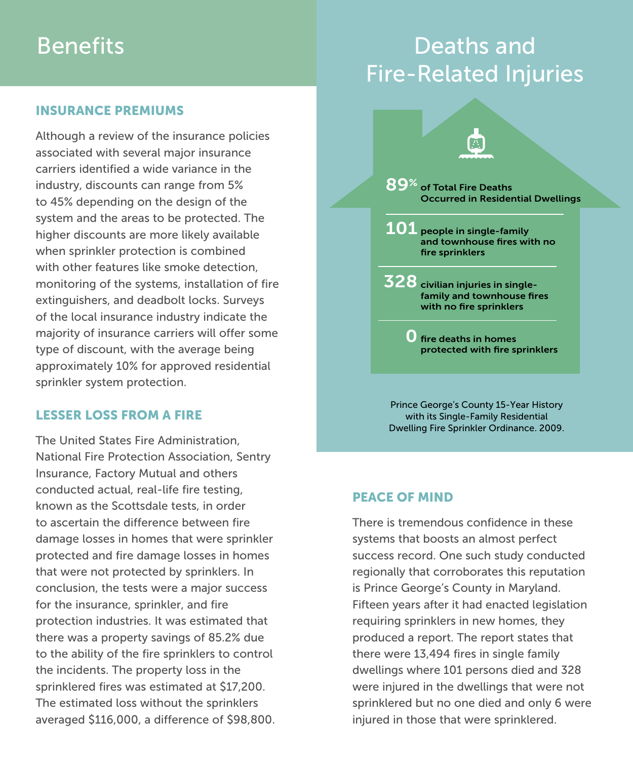# Benefits

### INSURANCE PREMIUMS

Although a review of the insurance policies associated with several major insurance carriers identified a wide variance in the industry, discounts can range from 5% to 45% depending on the design of the system and the areas to be protected. The higher discounts are more likely available when sprinkler protection is combined with other features like smoke detection, monitoring of the systems, installation of fire extinguishers, and deadbolt locks. Surveys of the local insurance industry indicate the majority of insurance carriers will offer some type of discount, with the average being approximately 10% for approved residential sprinkler system protection.

### LESSER LOSS FROM A FIRE

The United States Fire Administration, National Fire Protection Association, Sentry Insurance, Factory Mutual and others conducted actual, real-life fire testing, known as the Scottsdale tests, in order to ascertain the difference between fire damage losses in homes that were sprinkler protected and fire damage losses in homes that were not protected by sprinklers. In conclusion, the tests were a major success for the insurance, sprinkler, and fire protection industries. It was estimated that there was a property savings of 85.2% due to the ability of the fire sprinklers to control the incidents. The property loss in the sprinklered fires was estimated at $17,200. The estimated loss without the sprinklers averaged $116,000, a difference of $98,800.

# Deaths and Fire-Related Injuries

**89%** of Total Fire Deaths Occurred in Residential Dwellings

**101** people in single-family and townhouse fires with no fire sprinklers

**328** civilian injuries in single-family and townhouse fires with no fire sprinklers

**0** fire deaths in homes protected with fire sprinklers

Prince George's County 15-Year History with its Single-Family Residential Dwelling Fire Sprinkler Ordinance. 2009.

### PEACE OF MIND

There is tremendous confidence in these systems that boosts an almost perfect success record. One such study conducted regionally that corroborates this reputation is Prince George's County in Maryland. Fifteen years after it had enacted legislation requiring sprinklers in new homes, they produced a report. The report states that there were 13,494 fires in single family dwellings where 101 persons died and 328 were injured in the dwellings that were not sprinklered but no one died and only 6 were injured in those that were sprinklered.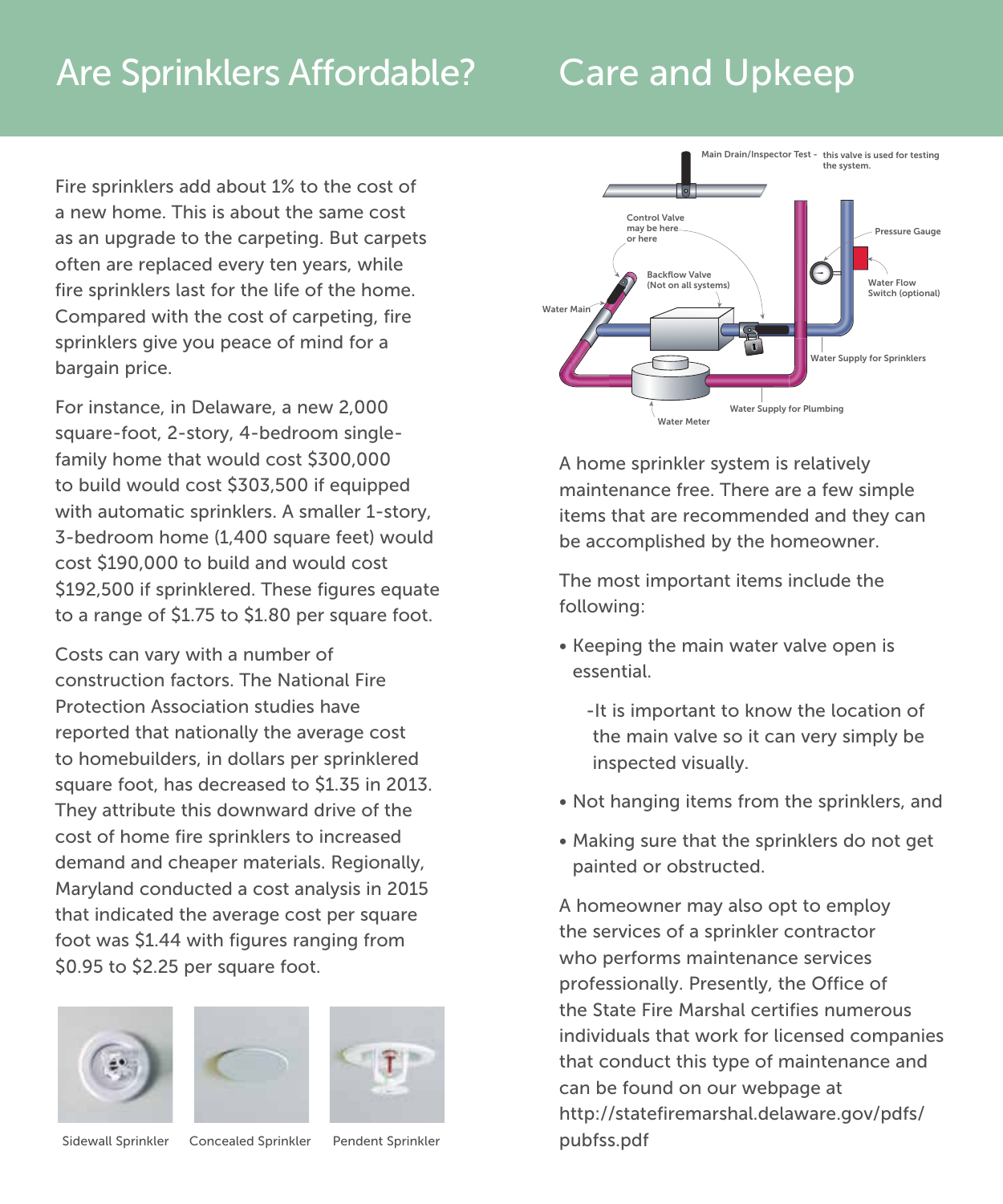# Are Sprinklers Affordable?

Fire sprinklers add about 1% to the cost of a new home. This is about the same cost as an upgrade to the carpeting. But carpets often are replaced every ten years, while fire sprinklers last for the life of the home. Compared with the cost of carpeting, fire sprinklers give you peace of mind for a bargain price.

For instance, in Delaware, a new 2,000 square-foot, 2-story, 4-bedroom single-family home that would cost $300,000 to build would cost $303,500 if equipped with automatic sprinklers. A smaller 1-story, 3-bedroom home (1,400 square feet) would cost $190,000 to build and would cost $192,500 if sprinklered. These figures equate to a range of $1.75 to $1.80 per square foot.

Costs can vary with a number of construction factors. The National Fire Protection Association studies have reported that nationally the average cost to homebuilders, in dollars per sprinklered square foot, has decreased to $1.35 in 2013. They attribute this downward drive of the cost of home fire sprinklers to increased demand and cheaper materials. Regionally, Maryland conducted a cost analysis in 2015 that indicated the average cost per square foot was $1.44 with figures ranging from $0.95 to $2.25 per square foot.

Sidewall Sprinkler

Concealed Sprinkler

Pendent Sprinkler

# Care and Upkeep

Main Drain/Inspector Test - this valve is used for testing the system.

Control Valve may be here or here

Pressure Gauge

Backflow Valve (Not on all systems)

Water Flow Switch (optional)

Water Main

Water Supply for Sprinklers

Water Supply for Plumbing

Water Meter

A home sprinkler system is relatively maintenance free. There are a few simple items that are recommended and they can be accomplished by the homeowner.

The most important items include the following:

- Keeping the main water valve open is essential.
  - -It is important to know the location of the main valve so it can very simply be inspected visually.
- Not hanging items from the sprinklers, and
- Making sure that the sprinklers do not get painted or obstructed.

A homeowner may also opt to employ the services of a sprinkler contractor who performs maintenance services professionally. Presently, the Office of the State Fire Marshal certifies numerous individuals that work for licensed companies that conduct this type of maintenance and can be found on our webpage at http://statefiremarshal.delaware.gov/pdfs/pubfss.pdf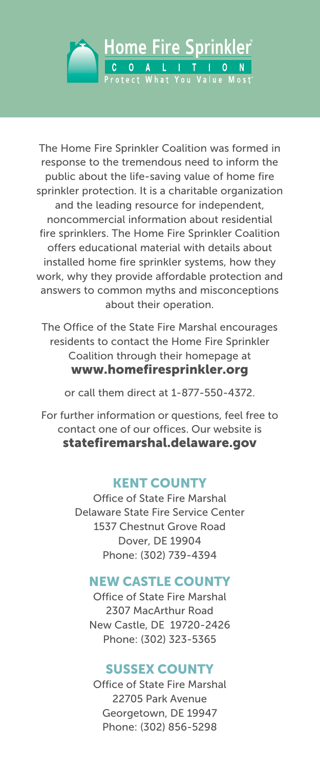# Home Fire Sprinkler® COALITION

Protect What You Value Most™

The Home Fire Sprinkler Coalition was formed in response to the tremendous need to inform the public about the life-saving value of home fire sprinkler protection. It is a charitable organization and the leading resource for independent, noncommercial information about residential fire sprinklers. The Home Fire Sprinkler Coalition offers educational material with details about installed home fire sprinkler systems, how they work, why they provide affordable protection and answers to common myths and misconceptions about their operation.

The Office of the State Fire Marshal encourages residents to contact the Home Fire Sprinkler Coalition through their homepage at **www.homefiresprinkler.org**

or call them direct at 1-877-550-4372.

For further information or questions, feel free to contact one of our offices. Our website is **statefiremarshal.delaware.gov**

## KENT COUNTY

Office of State Fire Marshal
Delaware State Fire Service Center
1537 Chestnut Grove Road
Dover, DE 19904
Phone: (302) 739-4394

## NEW CASTLE COUNTY

Office of State Fire Marshal
2307 MacArthur Road
New Castle, DE 19720-2426
Phone: (302) 323-5365

## SUSSEX COUNTY

Office of State Fire Marshal
22705 Park Avenue
Georgetown, DE 19947
Phone: (302) 856-5298